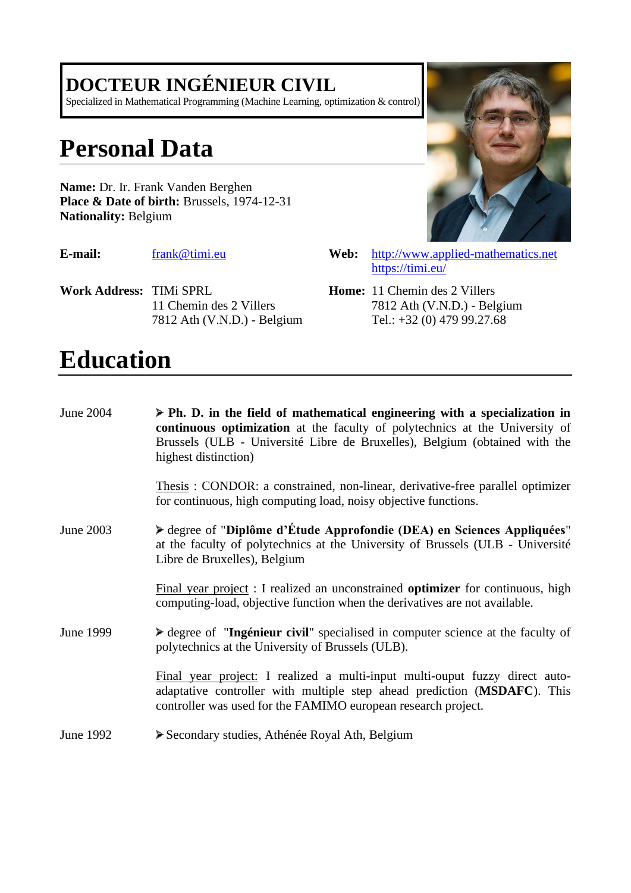**DOCTEUR INGÉNIEUR CIVIL**
Specialized in Mathematical Programming (Machine Learning, optimization & control)

# Personal Data

**Name:** Dr. Ir. Frank Vanden Berghen
**Place & Date of birth:** Brussels, 1974-12-31
**Nationality:** Belgium

**E-mail:** frank@timi.eu

**Web:** http://www.applied-mathematics.net
https://timi.eu/

**Work Address:** TIMi SPRL
11 Chemin des 2 Villers
7812 Ath (V.N.D.) - Belgium

**Home:** 11 Chemin des 2 Villers
7812 Ath (V.N.D.) - Belgium
Tel.: +32 (0) 479 99.27.68

# Education

June 2004

- **Ph. D. in the field of mathematical engineering with a specialization in continuous optimization** at the faculty of polytechnics at the University of Brussels (ULB - Université Libre de Bruxelles), Belgium (obtained with the highest distinction)

  Thesis : CONDOR: a constrained, non-linear, derivative-free parallel optimizer for continuous, high computing load, noisy objective functions.

June 2003

- degree of "**Diplôme d'Étude Approfondie (DEA) en Sciences Appliquées**" at the faculty of polytechnics at the University of Brussels (ULB - Université Libre de Bruxelles), Belgium

  Final year project : I realized an unconstrained **optimizer** for continuous, high computing-load, objective function when the derivatives are not available.

June 1999

- degree of "**Ingénieur civil**" specialised in computer science at the faculty of polytechnics at the University of Brussels (ULB).

  Final year project: I realized a multi-input multi-ouput fuzzy direct auto-adaptative controller with multiple step ahead prediction (**MSDAFC**). This controller was used for the FAMIMO european research project.

June 1992

- Secondary studies, Athénée Royal Ath, Belgium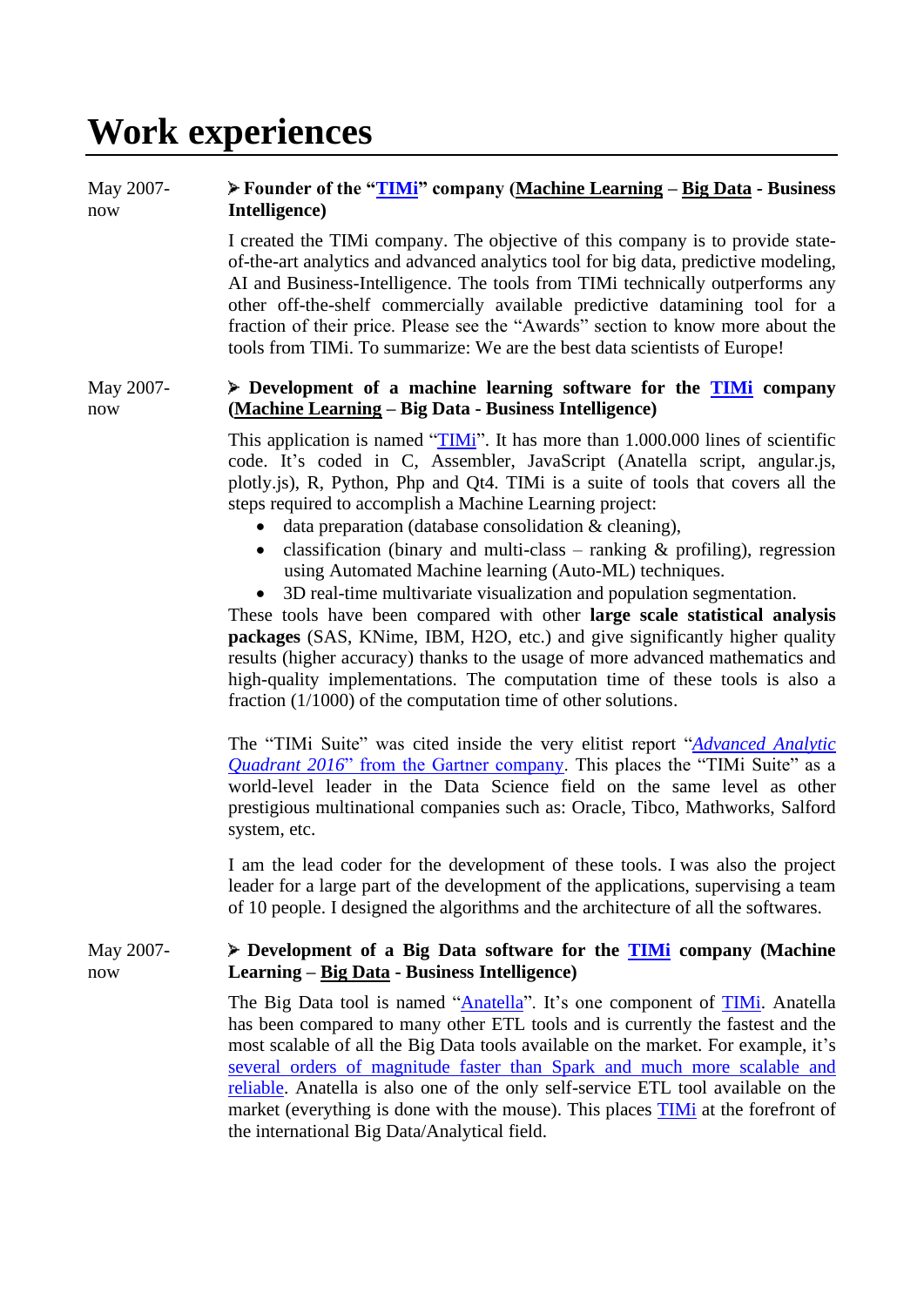# Work experiences

May 2007-now

➢ **Founder of the "TIMi" company (Machine Learning – Big Data - Business Intelligence)**

I created the TIMi company. The objective of this company is to provide state-of-the-art analytics and advanced analytics tool for big data, predictive modeling, AI and Business-Intelligence. The tools from TIMi technically outperforms any other off-the-shelf commercially available predictive datamining tool for a fraction of their price. Please see the "Awards" section to know more about the tools from TIMi. To summarize: We are the best data scientists of Europe!

May 2007-now

➢ **Development of a machine learning software for the TIMi company (Machine Learning – Big Data - Business Intelligence)**

This application is named "TIMi". It has more than 1.000.000 lines of scientific code. It's coded in C, Assembler, JavaScript (Anatella script, angular.js, plotly.js), R, Python, Php and Qt4. TIMi is a suite of tools that covers all the steps required to accomplish a Machine Learning project:

- data preparation (database consolidation & cleaning),
- classification (binary and multi-class – ranking & profiling), regression using Automated Machine learning (Auto-ML) techniques.
- 3D real-time multivariate visualization and population segmentation.

These tools have been compared with other **large scale statistical analysis packages** (SAS, KNime, IBM, H2O, etc.) and give significantly higher quality results (higher accuracy) thanks to the usage of more advanced mathematics and high-quality implementations. The computation time of these tools is also a fraction (1/1000) of the computation time of other solutions.

The "TIMi Suite" was cited inside the very elitist report "*Advanced Analytic Quadrant 2016*" from the Gartner company. This places the "TIMi Suite" as a world-level leader in the Data Science field on the same level as other prestigious multinational companies such as: Oracle, Tibco, Mathworks, Salford system, etc.

I am the lead coder for the development of these tools. I was also the project leader for a large part of the development of the applications, supervising a team of 10 people. I designed the algorithms and the architecture of all the softwares.

May 2007-now

➢ **Development of a Big Data software for the TIMi company (Machine Learning – Big Data - Business Intelligence)**

The Big Data tool is named "Anatella". It's one component of TIMi. Anatella has been compared to many other ETL tools and is currently the fastest and the most scalable of all the Big Data tools available on the market. For example, it's several orders of magnitude faster than Spark and much more scalable and reliable. Anatella is also one of the only self-service ETL tool available on the market (everything is done with the mouse). This places TIMi at the forefront of the international Big Data/Analytical field.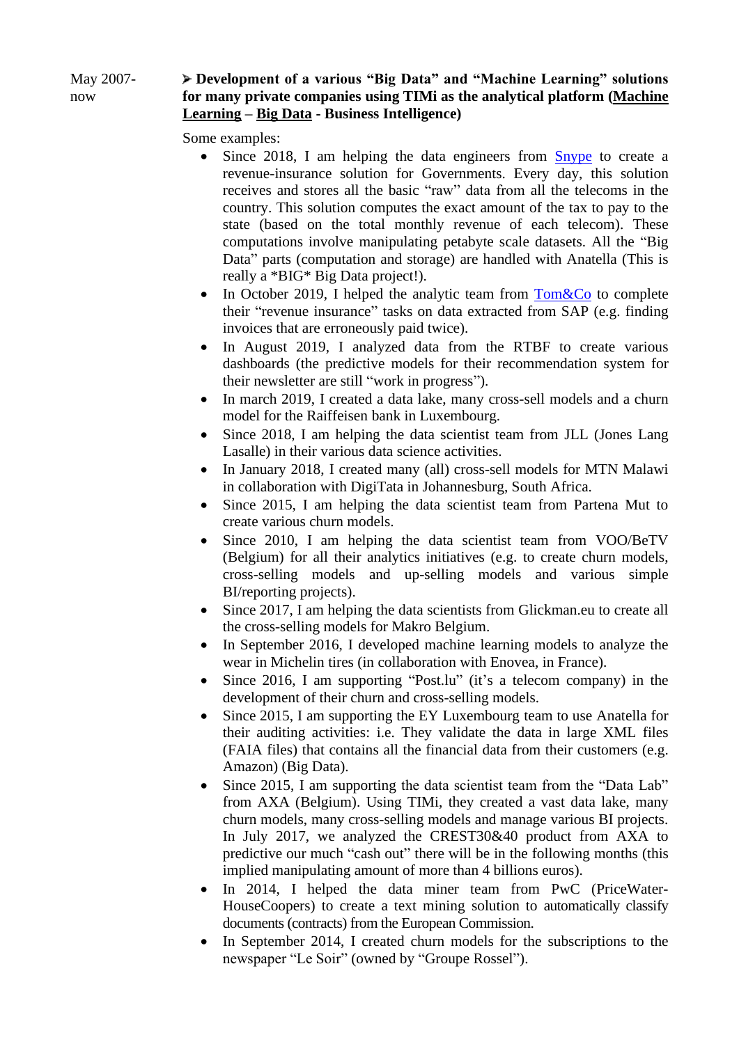May 2007-now

➢ **Development of a various "Big Data" and "Machine Learning" solutions for many private companies using TIMi as the analytical platform (<u>Machine Learning</u> – <u>Big Data</u> - Business Intelligence)**

Some examples:

- Since 2018, I am helping the data engineers from Snype to create a revenue-insurance solution for Governments. Every day, this solution receives and stores all the basic "raw" data from all the telecoms in the country. This solution computes the exact amount of the tax to pay to the state (based on the total monthly revenue of each telecom). These computations involve manipulating petabyte scale datasets. All the "Big Data" parts (computation and storage) are handled with Anatella (This is really a *BIG* Big Data project!).
- In October 2019, I helped the analytic team from Tom&Co to complete their "revenue insurance" tasks on data extracted from SAP (e.g. finding invoices that are erroneously paid twice).
- In August 2019, I analyzed data from the RTBF to create various dashboards (the predictive models for their recommendation system for their newsletter are still "work in progress").
- In march 2019, I created a data lake, many cross-sell models and a churn model for the Raiffeisen bank in Luxembourg.
- Since 2018, I am helping the data scientist team from JLL (Jones Lang Lasalle) in their various data science activities.
- In January 2018, I created many (all) cross-sell models for MTN Malawi in collaboration with DigiTata in Johannesburg, South Africa.
- Since 2015, I am helping the data scientist team from Partena Mut to create various churn models.
- Since 2010, I am helping the data scientist team from VOO/BeTV (Belgium) for all their analytics initiatives (e.g. to create churn models, cross-selling models and up-selling models and various simple BI/reporting projects).
- Since 2017, I am helping the data scientists from Glickman.eu to create all the cross-selling models for Makro Belgium.
- In September 2016, I developed machine learning models to analyze the wear in Michelin tires (in collaboration with Enovea, in France).
- Since 2016, I am supporting "Post.lu" (it's a telecom company) in the development of their churn and cross-selling models.
- Since 2015, I am supporting the EY Luxembourg team to use Anatella for their auditing activities: i.e. They validate the data in large XML files (FAIA files) that contains all the financial data from their customers (e.g. Amazon) (Big Data).
- Since 2015, I am supporting the data scientist team from the "Data Lab" from AXA (Belgium). Using TIMi, they created a vast data lake, many churn models, many cross-selling models and manage various BI projects. In July 2017, we analyzed the CREST30&40 product from AXA to predictive our much "cash out" there will be in the following months (this implied manipulating amount of more than 4 billions euros).
- In 2014, I helped the data miner team from PwC (PriceWater-HouseCoopers) to create a text mining solution to automatically classify documents (contracts) from the European Commission.
- In September 2014, I created churn models for the subscriptions to the newspaper "Le Soir" (owned by "Groupe Rossel").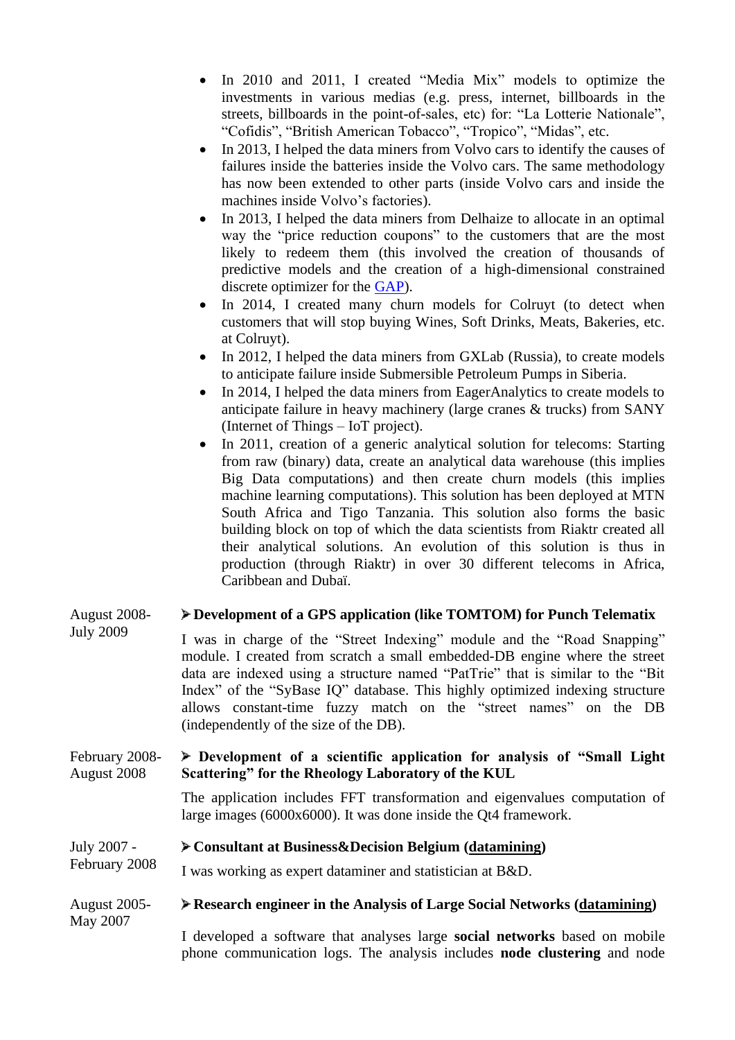- In 2010 and 2011, I created "Media Mix" models to optimize the investments in various medias (e.g. press, internet, billboards in the streets, billboards in the point-of-sales, etc) for: "La Lotterie Nationale", "Cofidis", "British American Tobacco", "Tropico", "Midas", etc.
- In 2013, I helped the data miners from Volvo cars to identify the causes of failures inside the batteries inside the Volvo cars. The same methodology has now been extended to other parts (inside Volvo cars and inside the machines inside Volvo's factories).
- In 2013, I helped the data miners from Delhaize to allocate in an optimal way the "price reduction coupons" to the customers that are the most likely to redeem them (this involved the creation of thousands of predictive models and the creation of a high-dimensional constrained discrete optimizer for the GAP).
- In 2014, I created many churn models for Colruyt (to detect when customers that will stop buying Wines, Soft Drinks, Meats, Bakeries, etc. at Colruyt).
- In 2012, I helped the data miners from GXLab (Russia), to create models to anticipate failure inside Submersible Petroleum Pumps in Siberia.
- In 2014, I helped the data miners from EagerAnalytics to create models to anticipate failure in heavy machinery (large cranes & trucks) from SANY (Internet of Things – IoT project).
- In 2011, creation of a generic analytical solution for telecoms: Starting from raw (binary) data, create an analytical data warehouse (this implies Big Data computations) and then create churn models (this implies machine learning computations). This solution has been deployed at MTN South Africa and Tigo Tanzania. This solution also forms the basic building block on top of which the data scientists from Riaktr created all their analytical solutions. An evolution of this solution is thus in production (through Riaktr) in over 30 different telecoms in Africa, Caribbean and Dubaï.

August 2008-July 2009

- **Development of a GPS application (like TOMTOM) for Punch Telematix**

I was in charge of the "Street Indexing" module and the "Road Snapping" module. I created from scratch a small embedded-DB engine where the street data are indexed using a structure named "PatTrie" that is similar to the "Bit Index" of the "SyBase IQ" database. This highly optimized indexing structure allows constant-time fuzzy match on the "street names" on the DB (independently of the size of the DB).

February 2008-August 2008

- **Development of a scientific application for analysis of "Small Light Scattering" for the Rheology Laboratory of the KUL**

The application includes FFT transformation and eigenvalues computation of large images (6000x6000). It was done inside the Qt4 framework.

July 2007 - February 2008

- **Consultant at Business&Decision Belgium (datamining)**

I was working as expert dataminer and statistician at B&D.

August 2005-May 2007

- **Research engineer in the Analysis of Large Social Networks (datamining)**

I developed a software that analyses large **social networks** based on mobile phone communication logs. The analysis includes **node clustering** and node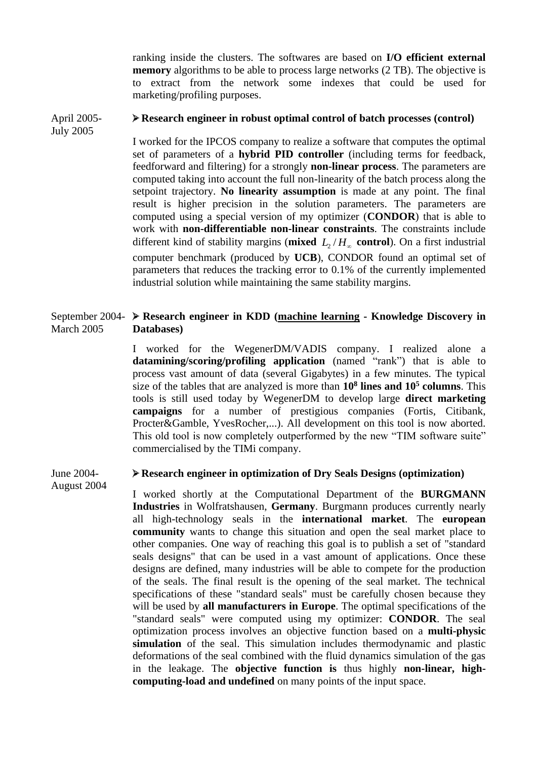ranking inside the clusters. The softwares are based on **I/O efficient external memory** algorithms to be able to process large networks (2 TB). The objective is to extract from the network some indexes that could be used for marketing/profiling purposes.

April 2005-July 2005

➢ **Research engineer in robust optimal control of batch processes (control)**

I worked for the IPCOS company to realize a software that computes the optimal set of parameters of a **hybrid PID controller** (including terms for feedback, feedforward and filtering) for a strongly **non-linear process**. The parameters are computed taking into account the full non-linearity of the batch process along the setpoint trajectory. **No linearity assumption** is made at any point. The final result is higher precision in the solution parameters. The parameters are computed using a special version of my optimizer (**CONDOR**) that is able to work with **non-differentiable non-linear constraints**. The constraints include different kind of stability margins (**mixed $L_2 / H_\infty$ control**). On a first industrial computer benchmark (produced by **UCB**), CONDOR found an optimal set of parameters that reduces the tracking error to 0.1% of the currently implemented industrial solution while maintaining the same stability margins.

September 2004-March 2005

➢ **Research engineer in KDD (machine learning - Knowledge Discovery in Databases)**

I worked for the WegenerDM/VADIS company. I realized alone a **datamining/scoring/profiling application** (named "rank") that is able to process vast amount of data (several Gigabytes) in a few minutes. The typical size of the tables that are analyzed is more than **$10^8$ lines and $10^5$ columns**. This tools is still used today by WegenerDM to develop large **direct marketing campaigns** for a number of prestigious companies (Fortis, Citibank, Procter&Gamble, YvesRocher,...). All development on this tool is now aborted. This old tool is now completely outperformed by the new "TIM software suite" commercialised by the TIMi company.

June 2004-August 2004

➢ **Research engineer in optimization of Dry Seals Designs (optimization)**

I worked shortly at the Computational Department of the **BURGMANN Industries** in Wolfratshausen, **Germany**. Burgmann produces currently nearly all high-technology seals in the **international market**. The **european community** wants to change this situation and open the seal market place to other companies. One way of reaching this goal is to publish a set of "standard seals designs" that can be used in a vast amount of applications. Once these designs are defined, many industries will be able to compete for the production of the seals. The final result is the opening of the seal market. The technical specifications of these "standard seals" must be carefully chosen because they will be used by **all manufacturers in Europe**. The optimal specifications of the "standard seals" were computed using my optimizer: **CONDOR**. The seal optimization process involves an objective function based on a **multi-physic simulation** of the seal. This simulation includes thermodynamic and plastic deformations of the seal combined with the fluid dynamics simulation of the gas in the leakage. The **objective function is** thus highly **non-linear, high-computing-load and undefined** on many points of the input space.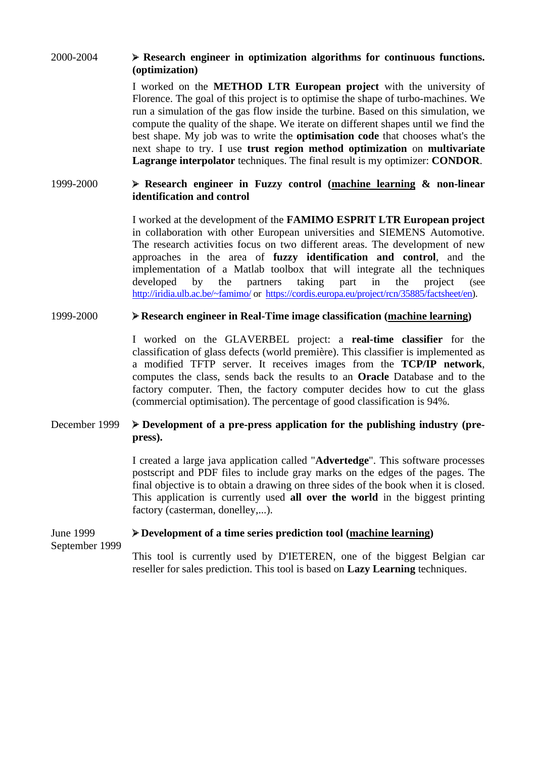2000-2004

➢ **Research engineer in optimization algorithms for continuous functions. (optimization)**

I worked on the **METHOD LTR European project** with the university of Florence. The goal of this project is to optimise the shape of turbo-machines. We run a simulation of the gas flow inside the turbine. Based on this simulation, we compute the quality of the shape. We iterate on different shapes until we find the best shape. My job was to write the **optimisation code** that chooses what's the next shape to try. I use **trust region method optimization** on **multivariate Lagrange interpolator** techniques. The final result is my optimizer: **CONDOR**.

1999-2000

➢ **Research engineer in Fuzzy control (<u>machine learning</u> & non-linear identification and control**

I worked at the development of the **FAMIMO ESPRIT LTR European project** in collaboration with other European universities and SIEMENS Automotive. The research activities focus on two different areas. The development of new approaches in the area of **fuzzy identification and control**, and the implementation of a Matlab toolbox that will integrate all the techniques developed by the partners taking part in the project (see http://iridia.ulb.ac.be/~famimo/ or https://cordis.europa.eu/project/rcn/35885/factsheet/en).

1999-2000

➢ **Research engineer in Real-Time image classification (<u>machine learning</u>)**

I worked on the GLAVERBEL project: a **real-time classifier** for the classification of glass defects (world première). This classifier is implemented as a modified TFTP server. It receives images from the **TCP/IP network**, computes the class, sends back the results to an **Oracle** Database and to the factory computer. Then, the factory computer decides how to cut the glass (commercial optimisation). The percentage of good classification is 94%.

December 1999

➢ **Development of a pre-press application for the publishing industry (pre-press).**

I created a large java application called "**Advertedge**". This software processes postscript and PDF files to include gray marks on the edges of the pages. The final objective is to obtain a drawing on three sides of the book when it is closed. This application is currently used **all over the world** in the biggest printing factory (casterman, donelley,...).

June 1999
September 1999

➢ **Development of a time series prediction tool (<u>machine learning</u>)**

This tool is currently used by D'IETEREN, one of the biggest Belgian car reseller for sales prediction. This tool is based on **Lazy Learning** techniques.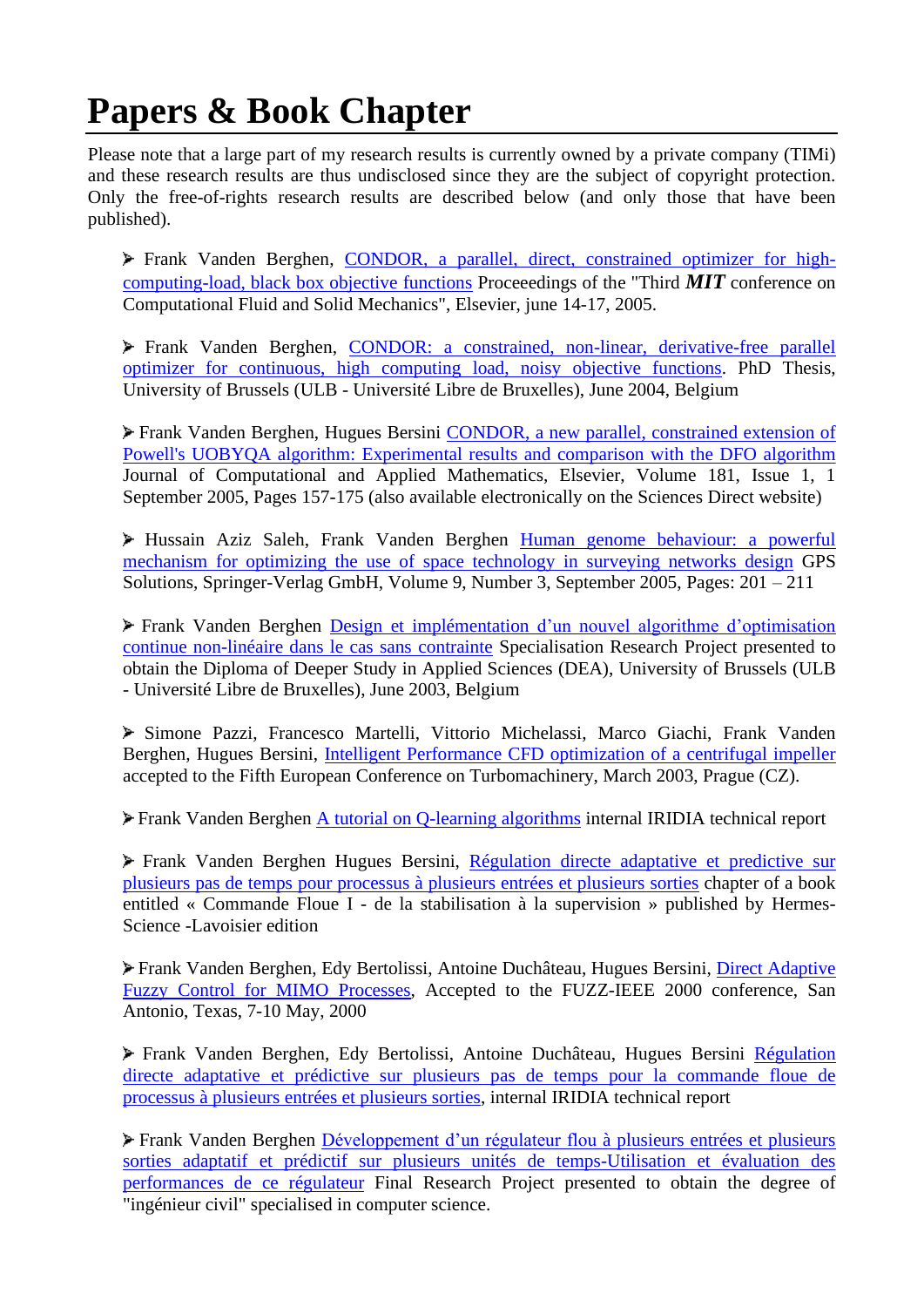# Papers & Book Chapter

Please note that a large part of my research results is currently owned by a private company (TIMi) and these research results are thus undisclosed since they are the subject of copyright protection. Only the free-of-rights research results are described below (and only those that have been published).

- Frank Vanden Berghen, CONDOR, a parallel, direct, constrained optimizer for high-computing-load, black box objective functions Proceeedings of the "Third ***MIT*** conference on Computational Fluid and Solid Mechanics", Elsevier, june 14-17, 2005.

- Frank Vanden Berghen, CONDOR: a constrained, non-linear, derivative-free parallel optimizer for continuous, high computing load, noisy objective functions. PhD Thesis, University of Brussels (ULB - Université Libre de Bruxelles), June 2004, Belgium

- Frank Vanden Berghen, Hugues Bersini CONDOR, a new parallel, constrained extension of Powell's UOBYQA algorithm: Experimental results and comparison with the DFO algorithm Journal of Computational and Applied Mathematics, Elsevier, Volume 181, Issue 1, 1 September 2005, Pages 157-175 (also available electronically on the Sciences Direct website)

- Hussain Aziz Saleh, Frank Vanden Berghen Human genome behaviour: a powerful mechanism for optimizing the use of space technology in surveying networks design GPS Solutions, Springer-Verlag GmbH, Volume 9, Number 3, September 2005, Pages: 201 – 211

- Frank Vanden Berghen Design et implémentation d'un nouvel algorithme d'optimisation continue non-linéaire dans le cas sans contrainte Specialisation Research Project presented to obtain the Diploma of Deeper Study in Applied Sciences (DEA), University of Brussels (ULB - Université Libre de Bruxelles), June 2003, Belgium

- Simone Pazzi, Francesco Martelli, Vittorio Michelassi, Marco Giachi, Frank Vanden Berghen, Hugues Bersini, Intelligent Performance CFD optimization of a centrifugal impeller accepted to the Fifth European Conference on Turbomachinery, March 2003, Prague (CZ).

- Frank Vanden Berghen A tutorial on Q-learning algorithms internal IRIDIA technical report

- Frank Vanden Berghen Hugues Bersini, Régulation directe adaptative et predictive sur plusieurs pas de temps pour processus à plusieurs entrées et plusieurs sorties chapter of a book entitled « Commande Floue I - de la stabilisation à la supervision » published by Hermes-Science -Lavoisier edition

- Frank Vanden Berghen, Edy Bertolissi, Antoine Duchâteau, Hugues Bersini, Direct Adaptive Fuzzy Control for MIMO Processes, Accepted to the FUZZ-IEEE 2000 conference, San Antonio, Texas, 7-10 May, 2000

- Frank Vanden Berghen, Edy Bertolissi, Antoine Duchâteau, Hugues Bersini Régulation directe adaptative et prédictive sur plusieurs pas de temps pour la commande floue de processus à plusieurs entrées et plusieurs sorties, internal IRIDIA technical report

- Frank Vanden Berghen Développement d'un régulateur flou à plusieurs entrées et plusieurs sorties adaptatif et prédictif sur plusieurs unités de temps-Utilisation et évaluation des performances de ce régulateur Final Research Project presented to obtain the degree of "ingénieur civil" specialised in computer science.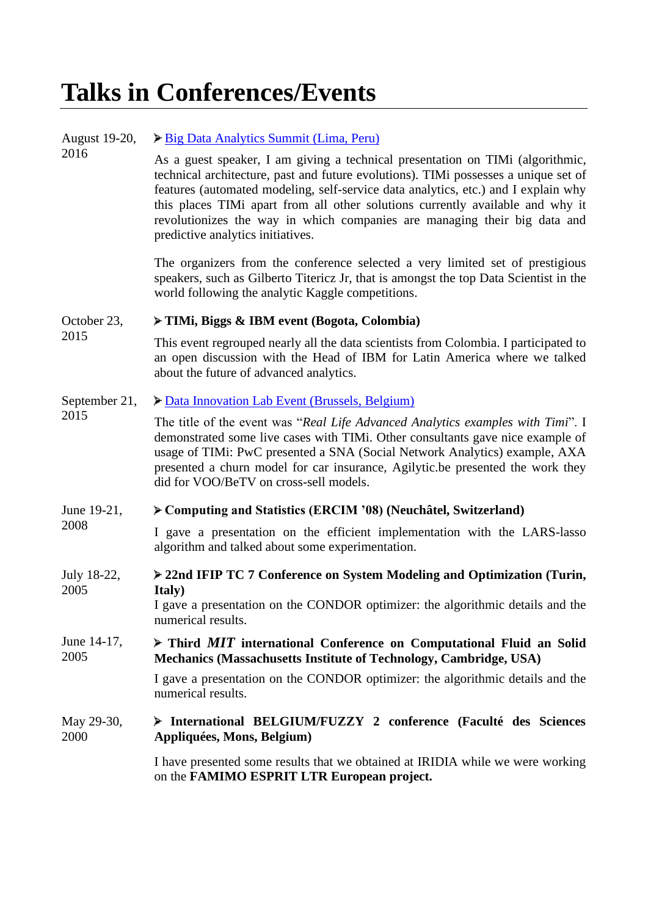# Talks in Conferences/Events

**August 19-20, 2016**

➢ Big Data Analytics Summit (Lima, Peru)

As a guest speaker, I am giving a technical presentation on TIMi (algorithmic, technical architecture, past and future evolutions). TIMi possesses a unique set of features (automated modeling, self-service data analytics, etc.) and I explain why this places TIMi apart from all other solutions currently available and why it revolutionizes the way in which companies are managing their big data and predictive analytics initiatives.

The organizers from the conference selected a very limited set of prestigious speakers, such as Gilberto Titericz Jr, that is amongst the top Data Scientist in the world following the analytic Kaggle competitions.

**October 23, 2015**

➢ **TIMi, Biggs & IBM event (Bogota, Colombia)**

This event regrouped nearly all the data scientists from Colombia. I participated to an open discussion with the Head of IBM for Latin America where we talked about the future of advanced analytics.

**September 21, 2015**

➢ Data Innovation Lab Event (Brussels, Belgium)

The title of the event was "*Real Life Advanced Analytics examples with Timi*". I demonstrated some live cases with TIMi. Other consultants gave nice example of usage of TIMi: PwC presented a SNA (Social Network Analytics) example, AXA presented a churn model for car insurance, Agilytic.be presented the work they did for VOO/BeTV on cross-sell models.

**June 19-21, 2008**

➢ **Computing and Statistics (ERCIM '08) (Neuchâtel, Switzerland)**

I gave a presentation on the efficient implementation with the LARS-lasso algorithm and talked about some experimentation.

**July 18-22, 2005**

➢ **22nd IFIP TC 7 Conference on System Modeling and Optimization (Turin, Italy)**

I gave a presentation on the CONDOR optimizer: the algorithmic details and the numerical results.

**June 14-17, 2005**

➢ **Third *MIT* international Conference on Computational Fluid an Solid Mechanics (Massachusetts Institute of Technology, Cambridge, USA)**

I gave a presentation on the CONDOR optimizer: the algorithmic details and the numerical results.

**May 29-30, 2000**

➢ **International BELGIUM/FUZZY 2 conference (Faculté des Sciences Appliquées, Mons, Belgium)**

I have presented some results that we obtained at IRIDIA while we were working on the **FAMIMO ESPRIT LTR European project.**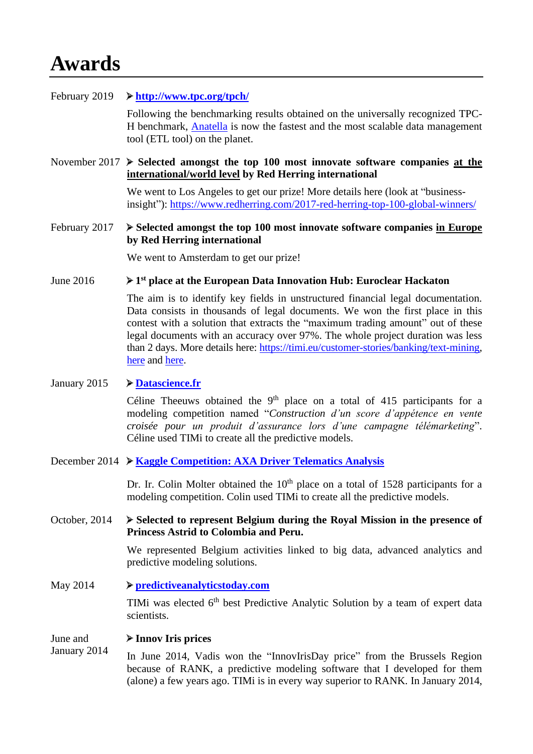# Awards

February 2019 ➢ **http://www.tpc.org/tpch/**

Following the benchmarking results obtained on the universally recognized TPC-H benchmark, Anatella is now the fastest and the most scalable data management tool (ETL tool) on the planet.

November 2017 ➢ **Selected amongst the top 100 most innovate software companies at the international/world level by Red Herring international**

We went to Los Angeles to get our prize! More details here (look at "business-insight"): https://www.redherring.com/2017-red-herring-top-100-global-winners/

February 2017 ➢ **Selected amongst the top 100 most innovate software companies in Europe by Red Herring international**

We went to Amsterdam to get our prize!

June 2016 ➢ **1st place at the European Data Innovation Hub: Euroclear Hackaton**

The aim is to identify key fields in unstructured financial legal documentation. Data consists in thousands of legal documents. We won the first place in this contest with a solution that extracts the "maximum trading amount" out of these legal documents with an accuracy over 97%. The whole project duration was less than 2 days. More details here: https://timi.eu/customer-stories/banking/text-mining, here and here.

January 2015 ➢ **Datascience.fr**

Céline Theeuws obtained the 9th place on a total of 415 participants for a modeling competition named "*Construction d'un score d'appétence en vente croisée pour un produit d'assurance lors d'une campagne télémarketing*". Céline used TIMi to create all the predictive models.

December 2014 ➢ **Kaggle Competition: AXA Driver Telematics Analysis**

Dr. Ir. Colin Molter obtained the 10th place on a total of 1528 participants for a modeling competition. Colin used TIMi to create all the predictive models.

October, 2014 ➢ **Selected to represent Belgium during the Royal Mission in the presence of Princess Astrid to Colombia and Peru.**

We represented Belgium activities linked to big data, advanced analytics and predictive modeling solutions.

May 2014 ➢ **predictiveanalyticstoday.com**

TIMi was elected 6th best Predictive Analytic Solution by a team of expert data scientists.

June and January 2014 ➢ **Innov Iris prices**

In June 2014, Vadis won the "InnovIrisDay price" from the Brussels Region because of RANK, a predictive modeling software that I developed for them (alone) a few years ago. TIMi is in every way superior to RANK. In January 2014,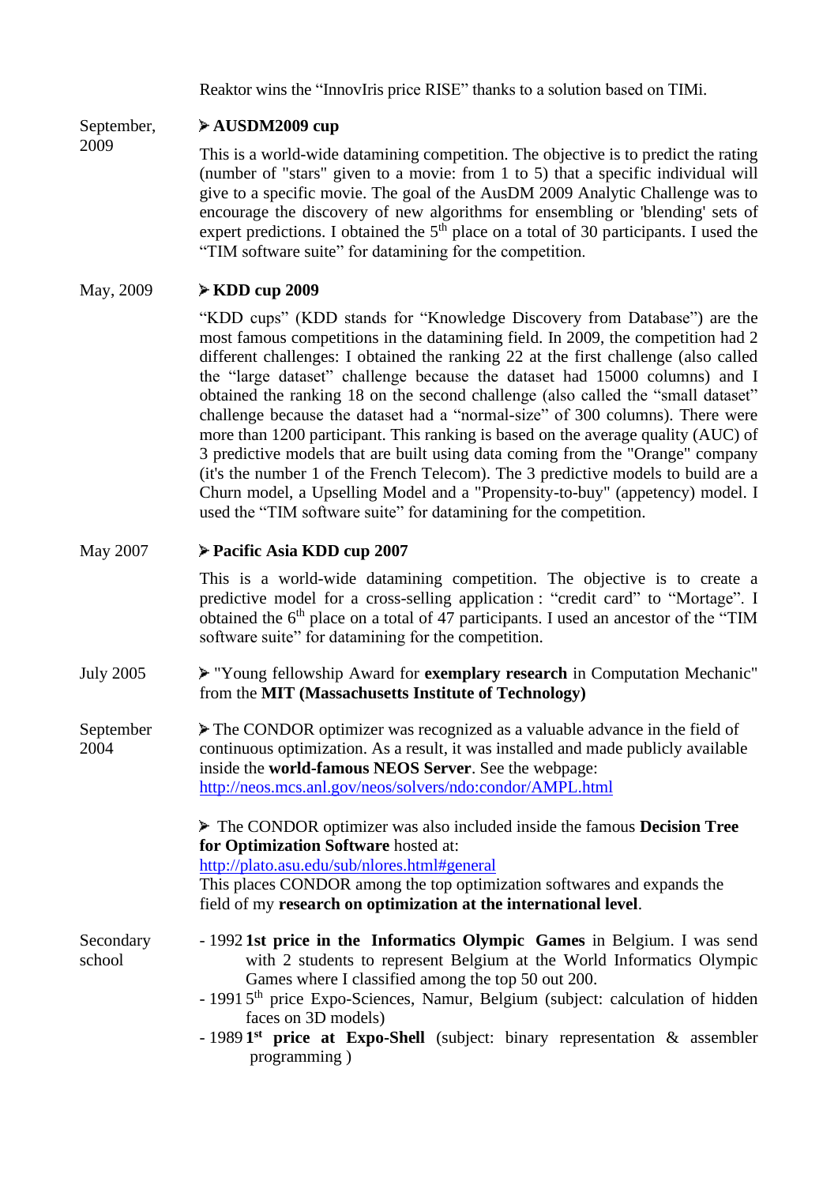Reaktor wins the “InnovIris price RISE” thanks to a solution based on TIMi.

September, 2009

➢ **AUSDM2009 cup**

This is a world-wide datamining competition. The objective is to predict the rating (number of "stars" given to a movie: from 1 to 5) that a specific individual will give to a specific movie. The goal of the AusDM 2009 Analytic Challenge was to encourage the discovery of new algorithms for ensembling or 'blending' sets of expert predictions. I obtained the 5th place on a total of 30 participants. I used the “TIM software suite” for datamining for the competition.

May, 2009

➢ **KDD cup 2009**

“KDD cups” (KDD stands for “Knowledge Discovery from Database”) are the most famous competitions in the datamining field. In 2009, the competition had 2 different challenges: I obtained the ranking 22 at the first challenge (also called the “large dataset” challenge because the dataset had 15000 columns) and I obtained the ranking 18 on the second challenge (also called the “small dataset” challenge because the dataset had a “normal-size” of 300 columns). There were more than 1200 participant. This ranking is based on the average quality (AUC) of 3 predictive models that are built using data coming from the "Orange" company (it's the number 1 of the French Telecom). The 3 predictive models to build are a Churn model, a Upselling Model and a "Propensity-to-buy" (appetency) model. I used the “TIM software suite” for datamining for the competition.

May 2007

➢ **Pacific Asia KDD cup 2007**

This is a world-wide datamining competition. The objective is to create a predictive model for a cross-selling application : “credit card” to “Mortage”. I obtained the 6th place on a total of 47 participants. I used an ancestor of the “TIM software suite” for datamining for the competition.

July 2005

➢ "Young fellowship Award for **exemplary research** in Computation Mechanic" from the **MIT (Massachusetts Institute of Technology)**

September 2004

➢ The CONDOR optimizer was recognized as a valuable advance in the field of continuous optimization. As a result, it was installed and made publicly available inside the **world-famous NEOS Server**. See the webpage: http://neos.mcs.anl.gov/neos/solvers/ndo:condor/AMPL.html

➢ The CONDOR optimizer was also included inside the famous **Decision Tree for Optimization Software** hosted at: http://plato.asu.edu/sub/nlores.html#general
This places CONDOR among the top optimization softwares and expands the field of my **research on optimization at the international level**.

Secondary school

- 1992 **1st price in the Informatics Olympic Games** in Belgium. I was send with 2 students to represent Belgium at the World Informatics Olympic Games where I classified among the top 50 out 200.
- 1991 5th price Expo-Sciences, Namur, Belgium (subject: calculation of hidden faces on 3D models)
- 1989 **1st price at Expo-Shell** (subject: binary representation & assembler programming )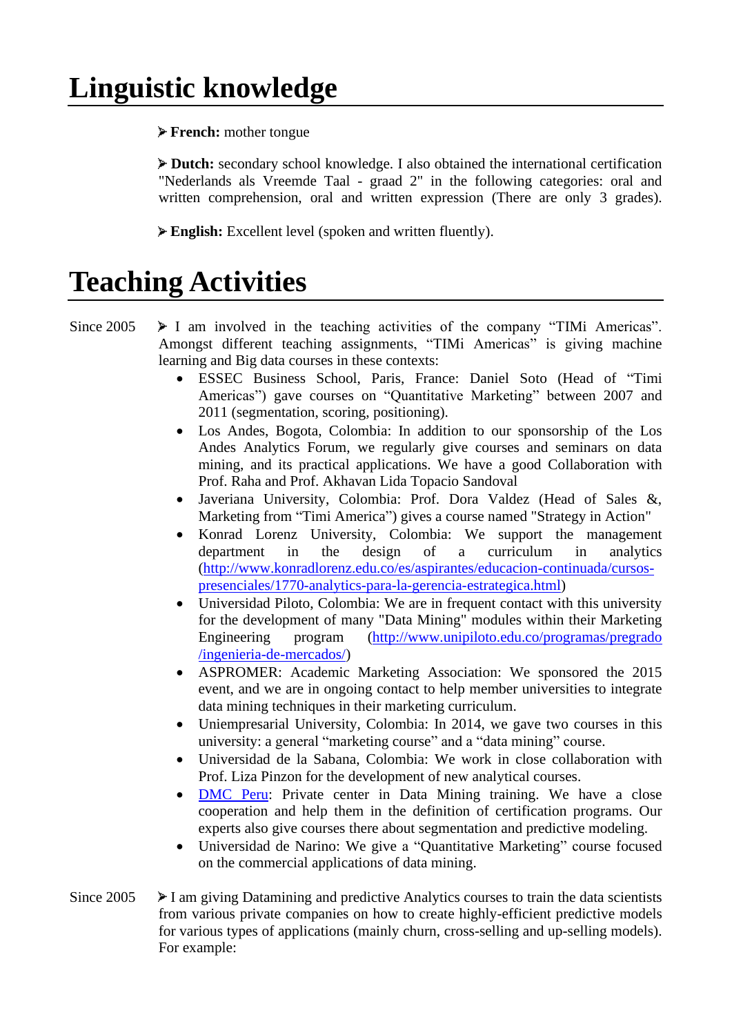# Linguistic knowledge

- **French:** mother tongue
- **Dutch:** secondary school knowledge. I also obtained the international certification "Nederlands als Vreemde Taal - graad 2" in the following categories: oral and written comprehension, oral and written expression (There are only 3 grades).
- **English:** Excellent level (spoken and written fluently).

# Teaching Activities

Since 2005

- I am involved in the teaching activities of the company “TIMi Americas”. Amongst different teaching assignments, “TIMi Americas” is giving machine learning and Big data courses in these contexts:
    - ESSEC Business School, Paris, France: Daniel Soto (Head of “Timi Americas”) gave courses on “Quantitative Marketing” between 2007 and 2011 (segmentation, scoring, positioning).
    - Los Andes, Bogota, Colombia: In addition to our sponsorship of the Los Andes Analytics Forum, we regularly give courses and seminars on data mining, and its practical applications. We have a good Collaboration with Prof. Raha and Prof. Akhavan Lida Topacio Sandoval
    - Javeriana University, Colombia: Prof. Dora Valdez (Head of Sales &, Marketing from “Timi America”) gives a course named "Strategy in Action"
    - Konrad Lorenz University, Colombia: We support the management department in the design of a curriculum in analytics (http://www.konradlorenz.edu.co/es/aspirantes/educacion-continuada/cursos-presenciales/1770-analytics-para-la-gerencia-estrategica.html)
    - Universidad Piloto, Colombia: We are in frequent contact with this university for the development of many "Data Mining" modules within their Marketing Engineering program (http://www.unipiloto.edu.co/programas/pregrado/ingenieria-de-mercados/)
    - ASPROMER: Academic Marketing Association: We sponsored the 2015 event, and we are in ongoing contact to help member universities to integrate data mining techniques in their marketing curriculum.
    - Uniempresarial University, Colombia: In 2014, we gave two courses in this university: a general “marketing course” and a “data mining” course.
    - Universidad de la Sabana, Colombia: We work in close collaboration with Prof. Liza Pinzon for the development of new analytical courses.
    - DMC Peru: Private center in Data Mining training. We have a close cooperation and help them in the definition of certification programs. Our experts also give courses there about segmentation and predictive modeling.
    - Universidad de Narino: We give a “Quantitative Marketing” course focused on the commercial applications of data mining.

Since 2005

- I am giving Datamining and predictive Analytics courses to train the data scientists from various private companies on how to create highly-efficient predictive models for various types of applications (mainly churn, cross-selling and up-selling models). For example: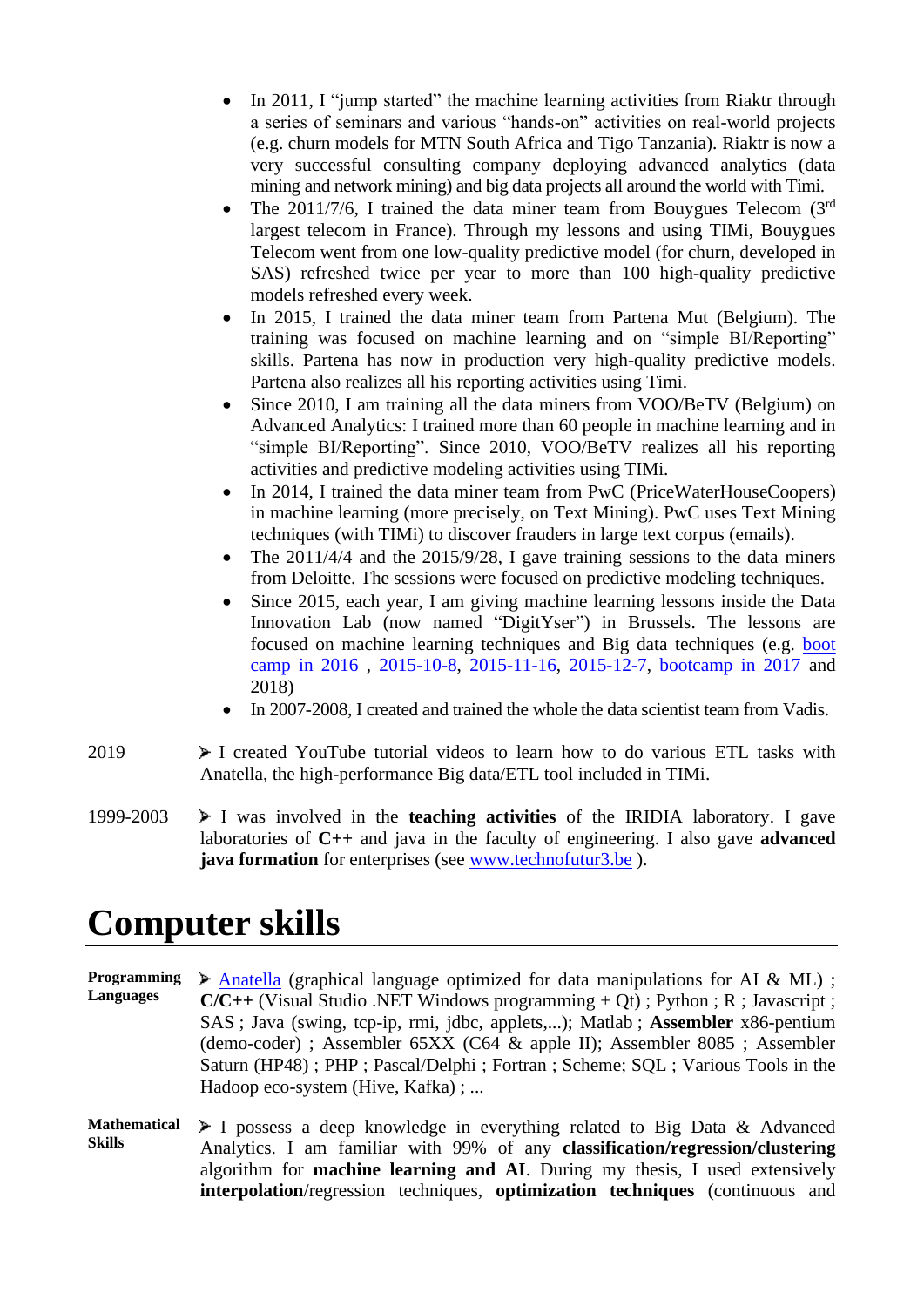- In 2011, I "jump started" the machine learning activities from Riaktr through a series of seminars and various "hands-on" activities on real-world projects (e.g. churn models for MTN South Africa and Tigo Tanzania). Riaktr is now a very successful consulting company deploying advanced analytics (data mining and network mining) and big data projects all around the world with Timi.
- The 2011/7/6, I trained the data miner team from Bouygues Telecom (3rd largest telecom in France). Through my lessons and using TIMi, Bouygues Telecom went from one low-quality predictive model (for churn, developed in SAS) refreshed twice per year to more than 100 high-quality predictive models refreshed every week.
- In 2015, I trained the data miner team from Partena Mut (Belgium). The training was focused on machine learning and on "simple BI/Reporting" skills. Partena has now in production very high-quality predictive models. Partena also realizes all his reporting activities using Timi.
- Since 2010, I am training all the data miners from VOO/BeTV (Belgium) on Advanced Analytics: I trained more than 60 people in machine learning and in "simple BI/Reporting". Since 2010, VOO/BeTV realizes all his reporting activities and predictive modeling activities using TIMi.
- In 2014, I trained the data miner team from PwC (PriceWaterHouseCoopers) in machine learning (more precisely, on Text Mining). PwC uses Text Mining techniques (with TIMi) to discover frauders in large text corpus (emails).
- The 2011/4/4 and the 2015/9/28, I gave training sessions to the data miners from Deloitte. The sessions were focused on predictive modeling techniques.
- Since 2015, each year, I am giving machine learning lessons inside the Data Innovation Lab (now named "DigitYser") in Brussels. The lessons are focused on machine learning techniques and Big data techniques (e.g. boot camp in 2016 , 2015-10-8, 2015-11-16, 2015-12-7, bootcamp in 2017 and 2018)
- In 2007-2008, I created and trained the whole the data scientist team from Vadis.

2019 — ➢ I created YouTube tutorial videos to learn how to do various ETL tasks with Anatella, the high-performance Big data/ETL tool included in TIMi.

1999-2003 — ➢ I was involved in the **teaching activities** of the IRIDIA laboratory. I gave laboratories of **C++** and java in the faculty of engineering. I also gave **advanced java formation** for enterprises (see www.technofutur3.be ).

# Computer skills

**Programming Languages** — ➢ Anatella (graphical language optimized for data manipulations for AI & ML) ; **C/C++** (Visual Studio .NET Windows programming + Qt) ; Python ; R ; Javascript ; SAS ; Java (swing, tcp-ip, rmi, jdbc, applets,...); Matlab ; **Assembler** x86-pentium (demo-coder) ; Assembler 65XX (C64 & apple II); Assembler 8085 ; Assembler Saturn (HP48) ; PHP ; Pascal/Delphi ; Fortran ; Scheme; SQL ; Various Tools in the Hadoop eco-system (Hive, Kafka) ; ...

**Mathematical Skills** — ➢ I possess a deep knowledge in everything related to Big Data & Advanced Analytics. I am familiar with 99% of any **classification/regression/clustering** algorithm for **machine learning and AI**. During my thesis, I used extensively **interpolation**/regression techniques, **optimization techniques** (continuous and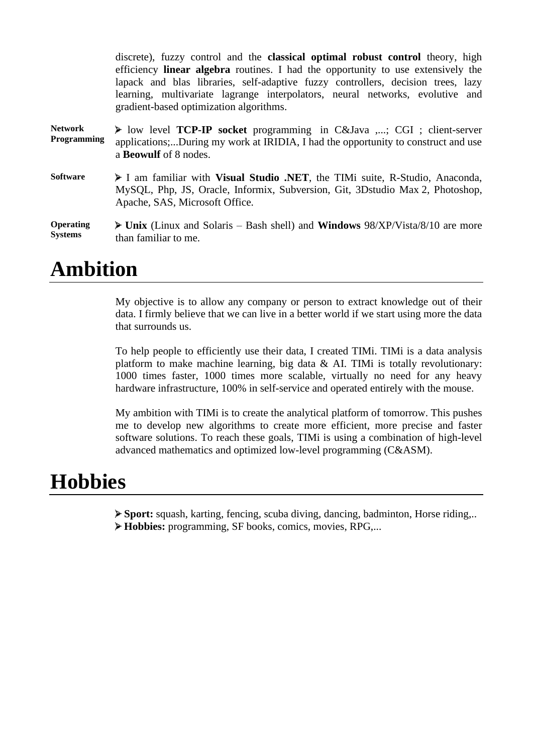discrete), fuzzy control and the **classical optimal robust control** theory, high efficiency **linear algebra** routines. I had the opportunity to use extensively the lapack and blas libraries, self-adaptive fuzzy controllers, decision trees, lazy learning, multivariate lagrange interpolators, neural networks, evolutive and gradient-based optimization algorithms.

**Network Programming**

➢ low level **TCP-IP socket** programming in C&Java ,...; CGI ; client-server applications;...During my work at IRIDIA, I had the opportunity to construct and use a **Beowulf** of 8 nodes.

**Software**

➢ I am familiar with **Visual Studio .NET**, the TIMi suite, R-Studio, Anaconda, MySQL, Php, JS, Oracle, Informix, Subversion, Git, 3Dstudio Max 2, Photoshop, Apache, SAS, Microsoft Office.

**Operating Systems**

➢ **Unix** (Linux and Solaris – Bash shell) and **Windows** 98/XP/Vista/8/10 are more than familiar to me.

# Ambition

My objective is to allow any company or person to extract knowledge out of their data. I firmly believe that we can live in a better world if we start using more the data that surrounds us.

To help people to efficiently use their data, I created TIMi. TIMi is a data analysis platform to make machine learning, big data & AI. TIMi is totally revolutionary: 1000 times faster, 1000 times more scalable, virtually no need for any heavy hardware infrastructure, 100% in self-service and operated entirely with the mouse.

My ambition with TIMi is to create the analytical platform of tomorrow. This pushes me to develop new algorithms to create more efficient, more precise and faster software solutions. To reach these goals, TIMi is using a combination of high-level advanced mathematics and optimized low-level programming (C&ASM).

# Hobbies

➢ **Sport:** squash, karting, fencing, scuba diving, dancing, badminton, Horse riding,..
➢ **Hobbies:** programming, SF books, comics, movies, RPG,...